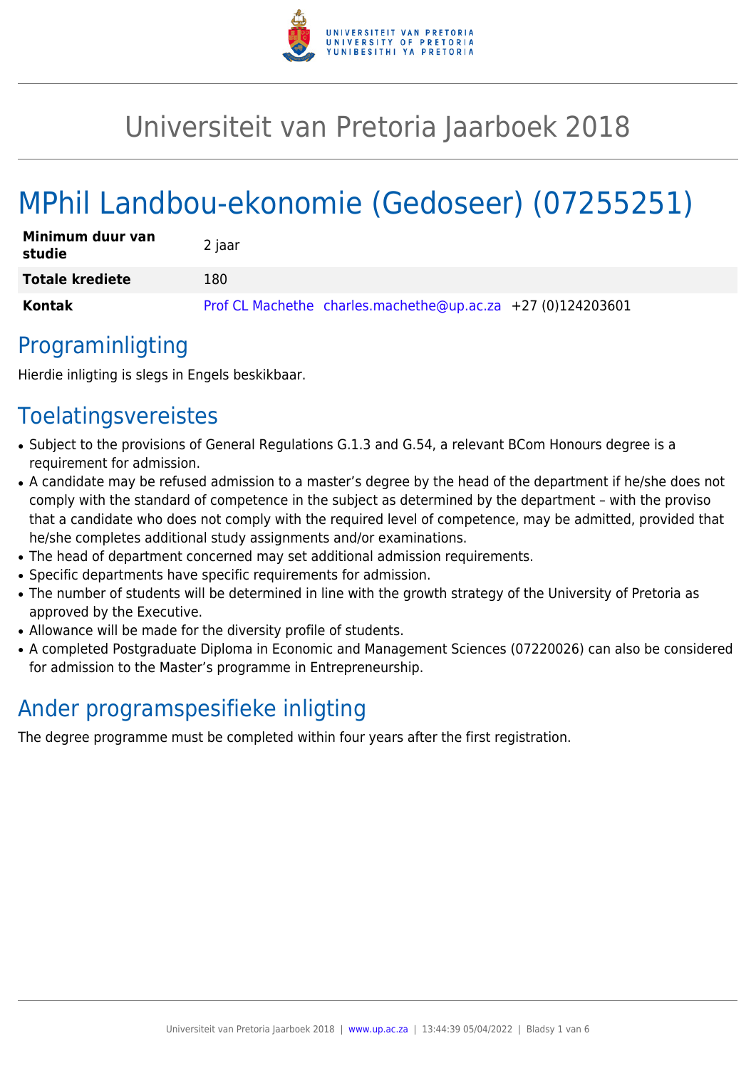# Universiteit van Pretoria Jaarboek 2018

# MPhil Landbou-ekonomie (Gedoseer) (07255251)

| | |
|---|---|
| **Minimum duur van studie** | 2 jaar |
| **Totale krediete** | 180 |
| **Kontak** | Prof CL Machethe charles.machethe@up.ac.za +27 (0)124203601 |

## Programinligting

Hierdie inligting is slegs in Engels beskikbaar.

## Toelatingsvereistes

- Subject to the provisions of General Regulations G.1.3 and G.54, a relevant BCom Honours degree is a requirement for admission.
- A candidate may be refused admission to a master's degree by the head of the department if he/she does not comply with the standard of competence in the subject as determined by the department – with the proviso that a candidate who does not comply with the required level of competence, may be admitted, provided that he/she completes additional study assignments and/or examinations.
- The head of department concerned may set additional admission requirements.
- Specific departments have specific requirements for admission.
- The number of students will be determined in line with the growth strategy of the University of Pretoria as approved by the Executive.
- Allowance will be made for the diversity profile of students.
- A completed Postgraduate Diploma in Economic and Management Sciences (07220026) can also be considered for admission to the Master's programme in Entrepreneurship.

## Ander programspesifieke inligting

The degree programme must be completed within four years after the first registration.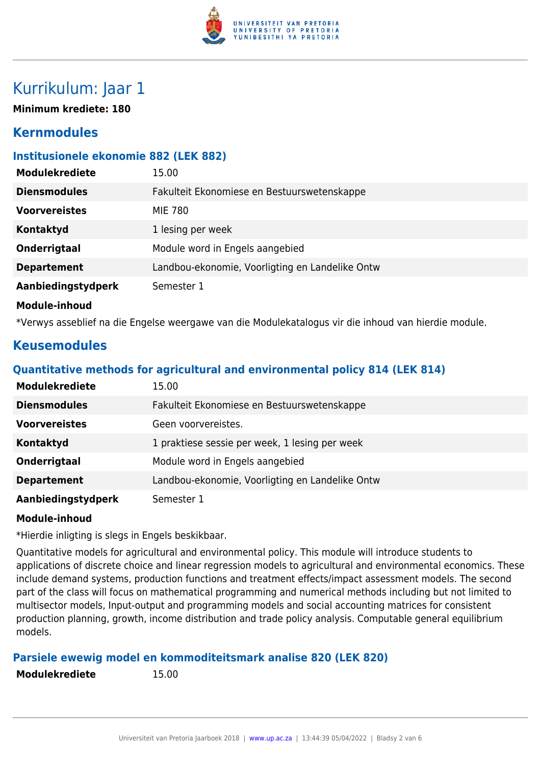# Kurrikulum: Jaar 1

**Minimum krediete: 180**

## Kernmodules

### Institusionele ekonomie 882 (LEK 882)

| | |
|---|---|
| **Modulekrediete** | 15.00 |
| **Diensmodules** | Fakulteit Ekonomiese en Bestuurswetenskappe |
| **Voorvereistes** | MIE 780 |
| **Kontaktyd** | 1 lesing per week |
| **Onderrigtaal** | Module word in Engels aangebied |
| **Departement** | Landbou-ekonomie, Voorligting en Landelike Ontw |
| **Aanbiedingstydperk** | Semester 1 |

**Module-inhoud**

*Verwys asseblief na die Engelse weergawe van die Modulekatalogus vir die inhoud van hierdie module.

## Keusemodules

### Quantitative methods for agricultural and environmental policy 814 (LEK 814)

| | |
|---|---|
| **Modulekrediete** | 15.00 |
| **Diensmodules** | Fakulteit Ekonomiese en Bestuurswetenskappe |
| **Voorvereistes** | Geen voorvereistes. |
| **Kontaktyd** | 1 praktiese sessie per week, 1 lesing per week |
| **Onderrigtaal** | Module word in Engels aangebied |
| **Departement** | Landbou-ekonomie, Voorligting en Landelike Ontw |
| **Aanbiedingstydperk** | Semester 1 |

**Module-inhoud**

*Hierdie inligting is slegs in Engels beskikbaar.

Quantitative models for agricultural and environmental policy. This module will introduce students to applications of discrete choice and linear regression models to agricultural and environmental economics. These include demand systems, production functions and treatment effects/impact assessment models. The second part of the class will focus on mathematical programming and numerical methods including but not limited to multisector models, Input-output and programming models and social accounting matrices for consistent production planning, growth, income distribution and trade policy analysis. Computable general equilibrium models.

### Parsiele ewewig model en kommoditeitsmark analise 820 (LEK 820)

| | |
|---|---|
| **Modulekrediete** | 15.00 |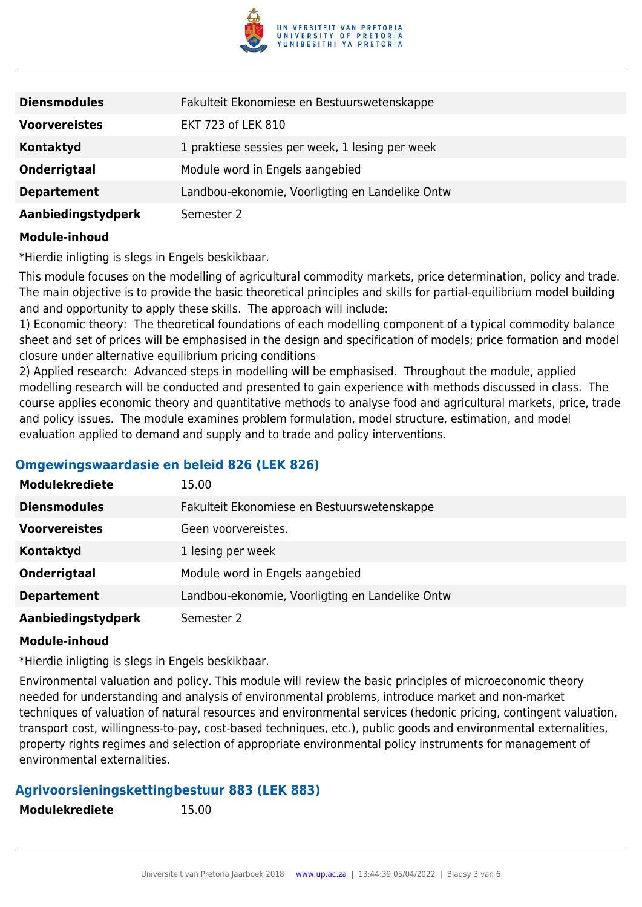| | |
|---|---|
| **Diensmodules** | Fakulteit Ekonomiese en Bestuurswetenskappe |
| **Voorvereistes** | EKT 723 of LEK 810 |
| **Kontaktyd** | 1 praktiese sessies per week, 1 lesing per week |
| **Onderrigtaal** | Module word in Engels aangebied |
| **Departement** | Landbou-ekonomie, Voorligting en Landelike Ontw |
| **Aanbiedingstydperk** | Semester 2 |

**Module-inhoud**

*Hierdie inligting is slegs in Engels beskikbaar.

This module focuses on the modelling of agricultural commodity markets, price determination, policy and trade. The main objective is to provide the basic theoretical principles and skills for partial-equilibrium model building and and opportunity to apply these skills. The approach will include:
1) Economic theory: The theoretical foundations of each modelling component of a typical commodity balance sheet and set of prices will be emphasised in the design and specification of models; price formation and model closure under alternative equilibrium pricing conditions
2) Applied research: Advanced steps in modelling will be emphasised. Throughout the module, applied modelling research will be conducted and presented to gain experience with methods discussed in class. The course applies economic theory and quantitative methods to analyse food and agricultural markets, price, trade and policy issues. The module examines problem formulation, model structure, estimation, and model evaluation applied to demand and supply and to trade and policy interventions.

### Omgewingswaardasie en beleid 826 (LEK 826)

| | |
|---|---|
| **Modulekrediete** | 15.00 |
| **Diensmodules** | Fakulteit Ekonomiese en Bestuurswetenskappe |
| **Voorvereistes** | Geen voorvereistes. |
| **Kontaktyd** | 1 lesing per week |
| **Onderrigtaal** | Module word in Engels aangebied |
| **Departement** | Landbou-ekonomie, Voorligting en Landelike Ontw |
| **Aanbiedingstydperk** | Semester 2 |

**Module-inhoud**

*Hierdie inligting is slegs in Engels beskikbaar.

Environmental valuation and policy. This module will review the basic principles of microeconomic theory needed for understanding and analysis of environmental problems, introduce market and non-market techniques of valuation of natural resources and environmental services (hedonic pricing, contingent valuation, transport cost, willingness-to-pay, cost-based techniques, etc.), public goods and environmental externalities, property rights regimes and selection of appropriate environmental policy instruments for management of environmental externalities.

### Agrivoorsieningskettingbestuur 883 (LEK 883)

| | |
|---|---|
| **Modulekrediete** | 15.00 |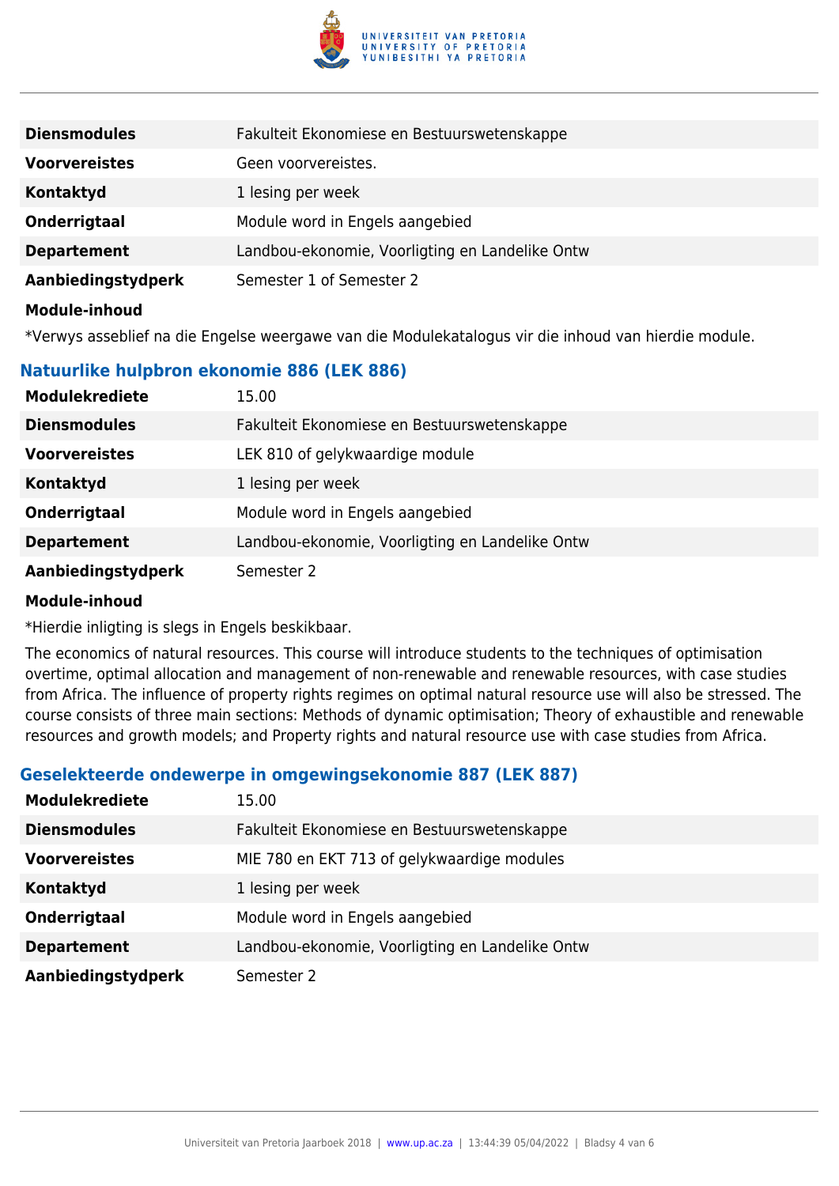| | |
|---|---|
| **Diensmodules** | Fakulteit Ekonomiese en Bestuurswetenskappe |
| **Voorvereistes** | Geen voorvereistes. |
| **Kontaktyd** | 1 lesing per week |
| **Onderrigtaal** | Module word in Engels aangebied |
| **Departement** | Landbou-ekonomie, Voorligting en Landelike Ontw |
| **Aanbiedingstydperk** | Semester 1 of Semester 2 |

**Module-inhoud**

*Verwys asseblief na die Engelse weergawe van die Modulekatalogus vir die inhoud van hierdie module.

### Natuurlike hulpbron ekonomie 886 (LEK 886)

| | |
|---|---|
| **Modulekrediete** | 15.00 |
| **Diensmodules** | Fakulteit Ekonomiese en Bestuurswetenskappe |
| **Voorvereistes** | LEK 810 of gelykwaardige module |
| **Kontaktyd** | 1 lesing per week |
| **Onderrigtaal** | Module word in Engels aangebied |
| **Departement** | Landbou-ekonomie, Voorligting en Landelike Ontw |
| **Aanbiedingstydperk** | Semester 2 |

**Module-inhoud**

*Hierdie inligting is slegs in Engels beskikbaar.

The economics of natural resources. This course will introduce students to the techniques of optimisation overtime, optimal allocation and management of non-renewable and renewable resources, with case studies from Africa. The influence of property rights regimes on optimal natural resource use will also be stressed. The course consists of three main sections: Methods of dynamic optimisation; Theory of exhaustible and renewable resources and growth models; and Property rights and natural resource use with case studies from Africa.

### Geselekteerde ondewerpe in omgewingsekonomie 887 (LEK 887)

| | |
|---|---|
| **Modulekrediete** | 15.00 |
| **Diensmodules** | Fakulteit Ekonomiese en Bestuurswetenskappe |
| **Voorvereistes** | MIE 780 en EKT 713 of gelykwaardige modules |
| **Kontaktyd** | 1 lesing per week |
| **Onderrigtaal** | Module word in Engels aangebied |
| **Departement** | Landbou-ekonomie, Voorligting en Landelike Ontw |
| **Aanbiedingstydperk** | Semester 2 |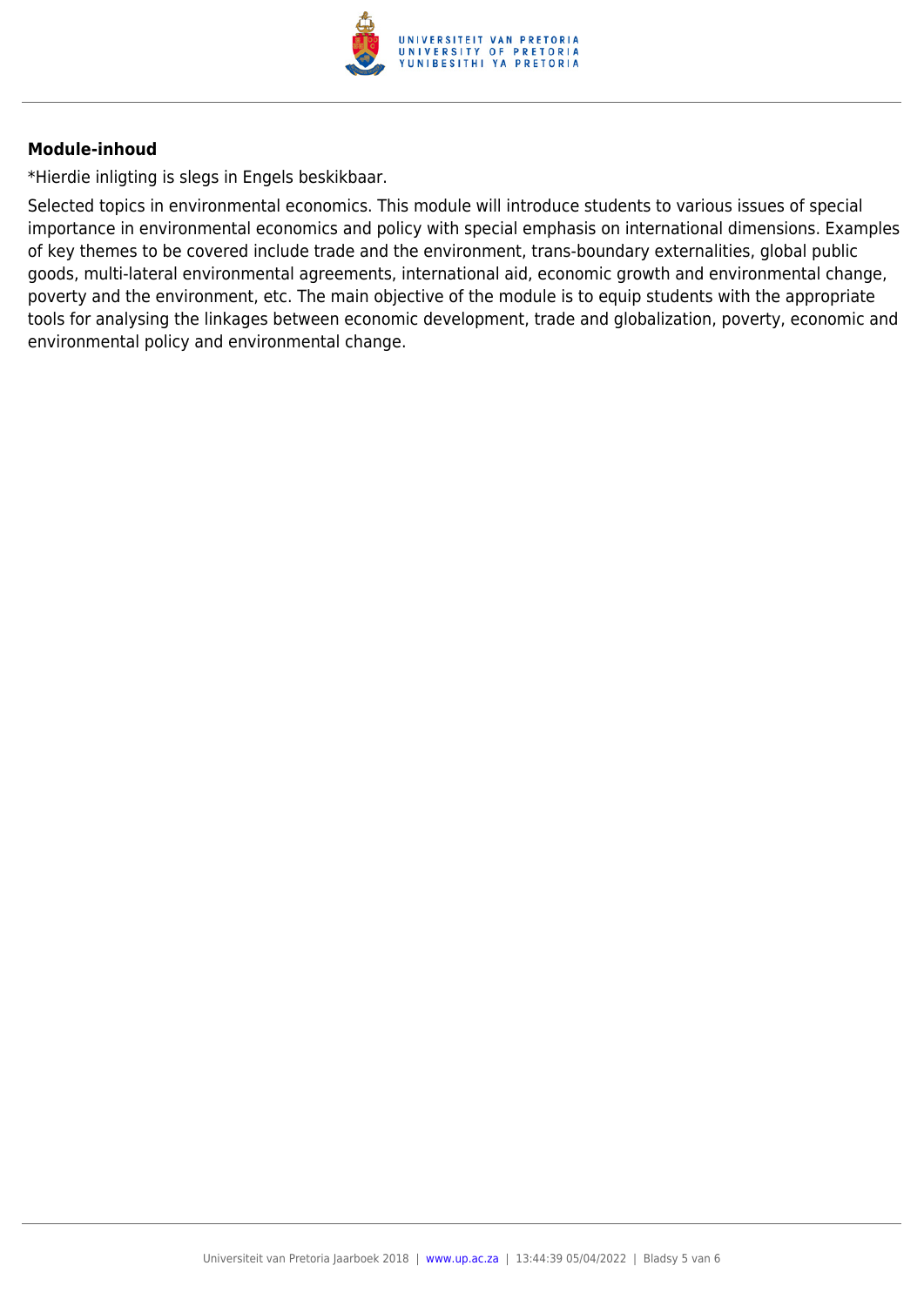**Module-inhoud**

*Hierdie inligting is slegs in Engels beskikbaar.

Selected topics in environmental economics. This module will introduce students to various issues of special importance in environmental economics and policy with special emphasis on international dimensions. Examples of key themes to be covered include trade and the environment, trans-boundary externalities, global public goods, multi-lateral environmental agreements, international aid, economic growth and environmental change, poverty and the environment, etc. The main objective of the module is to equip students with the appropriate tools for analysing the linkages between economic development, trade and globalization, poverty, economic and environmental policy and environmental change.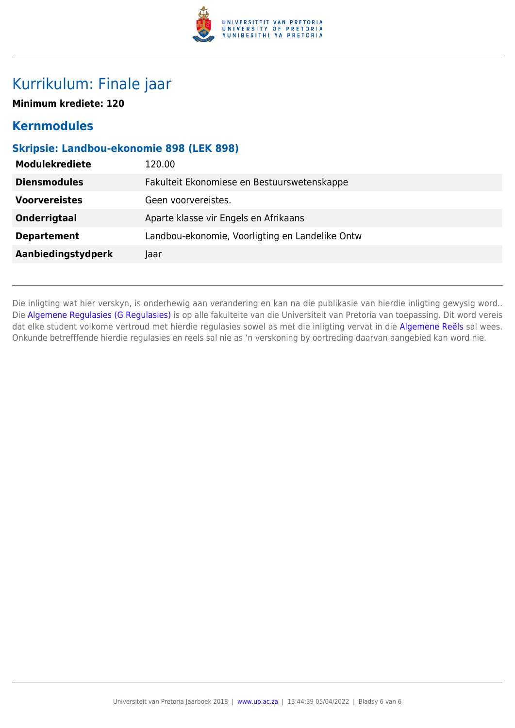# Kurrikulum: Finale jaar

**Minimum krediete: 120**

## Kernmodules

### Skripsie: Landbou-ekonomie 898 (LEK 898)

| | |
|---|---|
| **Modulekrediete** | 120.00 |
| **Diensmodules** | Fakulteit Ekonomiese en Bestuurswetenskappe |
| **Voorvereistes** | Geen voorvereistes. |
| **Onderrigtaal** | Aparte klasse vir Engels en Afrikaans |
| **Departement** | Landbou-ekonomie, Voorligting en Landelike Ontw |
| **Aanbiedingstydperk** | Jaar |

Die inligting wat hier verskyn, is onderhewig aan verandering en kan na die publikasie van hierdie inligting gewysig word.. Die Algemene Regulasies (G Regulasies) is op alle fakulteite van die Universiteit van Pretoria van toepassing. Dit word vereis dat elke student volkome vertroud met hierdie regulasies sowel as met die inligting vervat in die Algemene Reëls sal wees. Onkunde betrefffende hierdie regulasies en reels sal nie as 'n verskoning by oortreding daarvan aangebied kan word nie.